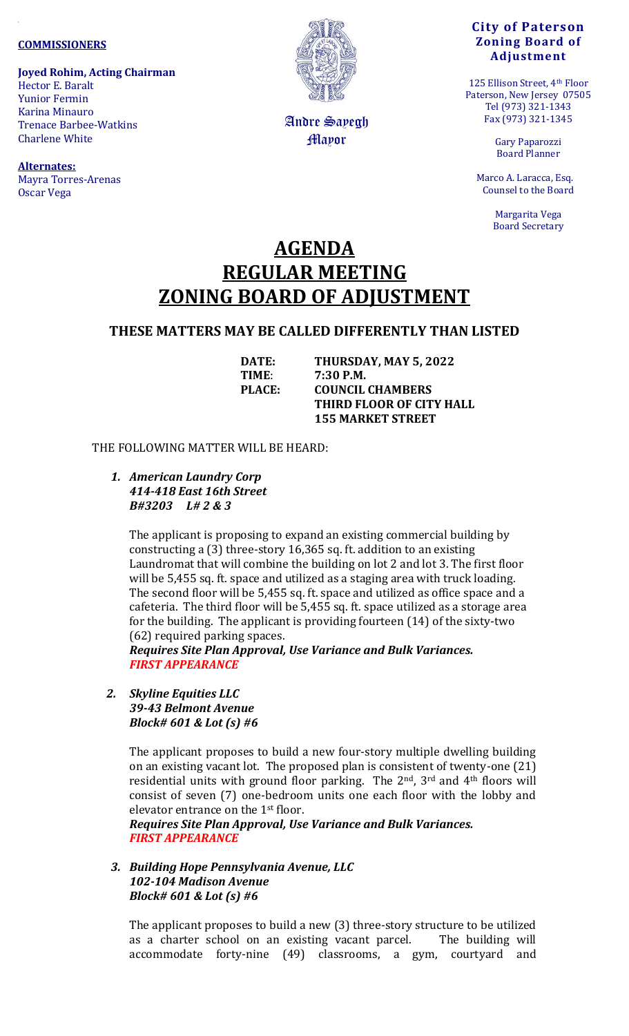**COMMISSIONERS**

**Joyed Rohim, Acting Chairman**
Hector E. Baralt
Yunior Fermin
Karina Minauro
Trenace Barbee-Watkins
Charlene White

**Alternates:**
Mayra Torres-Arenas
Oscar Vega

Andre Sayegh
Mayor

**City of Paterson**
**Zoning Board of Adjustment**

125 Ellison Street, 4th Floor
Paterson, New Jersey 07505
Tel (973) 321-1343
Fax (973) 321-1345

Gary Paparozzi
Board Planner

Marco A. Laracca, Esq.
Counsel to the Board

Margarita Vega
Board Secretary

# AGENDA
# REGULAR MEETING
# ZONING BOARD OF ADJUSTMENT

## THESE MATTERS MAY BE CALLED DIFFERENTLY THAN LISTED

**DATE:** **THURSDAY, MAY 5, 2022**
**TIME:** **7:30 P.M.**
**PLACE:** **COUNCIL CHAMBERS**
**THIRD FLOOR OF CITY HALL**
**155 MARKET STREET**

THE FOLLOWING MATTER WILL BE HEARD:

1. ***American Laundry Corp***
   ***414-418 East 16th Street***
   ***B#3203 L# 2 & 3***

   The applicant is proposing to expand an existing commercial building by constructing a (3) three-story 16,365 sq. ft. addition to an existing Laundromat that will combine the building on lot 2 and lot 3. The first floor will be 5,455 sq. ft. space and utilized as a staging area with truck loading. The second floor will be 5,455 sq. ft. space and utilized as office space and a cafeteria. The third floor will be 5,455 sq. ft. space utilized as a storage area for the building. The applicant is providing fourteen (14) of the sixty-two (62) required parking spaces.
   ***Requires Site Plan Approval, Use Variance and Bulk Variances.***
   ***FIRST APPEARANCE***

2. ***Skyline Equities LLC***
   ***39-43 Belmont Avenue***
   ***Block# 601 & Lot (s) #6***

   The applicant proposes to build a new four-story multiple dwelling building on an existing vacant lot. The proposed plan is consistent of twenty-one (21) residential units with ground floor parking. The 2nd, 3rd and 4th floors will consist of seven (7) one-bedroom units one each floor with the lobby and elevator entrance on the 1st floor.
   ***Requires Site Plan Approval, Use Variance and Bulk Variances.***
   ***FIRST APPEARANCE***

3. ***Building Hope Pennsylvania Avenue, LLC***
   ***102-104 Madison Avenue***
   ***Block# 601 & Lot (s) #6***

   The applicant proposes to build a new (3) three-story structure to be utilized as a charter school on an existing vacant parcel. The building will accommodate forty-nine (49) classrooms, a gym, courtyard and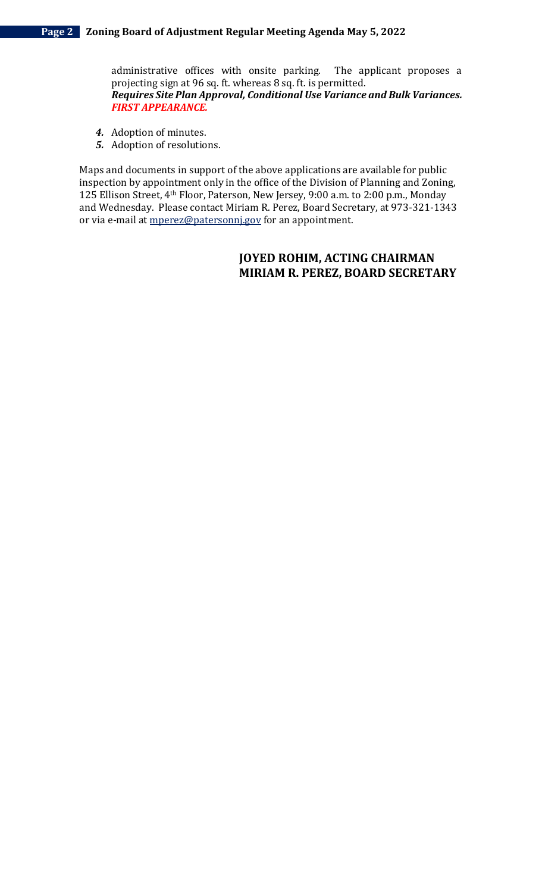administrative offices with onsite parking. The applicant proposes a projecting sign at 96 sq. ft. whereas 8 sq. ft. is permitted.
***Requires Site Plan Approval, Conditional Use Variance and Bulk Variances.***
***FIRST APPEARANCE.***

4. Adoption of minutes.
5. Adoption of resolutions.

Maps and documents in support of the above applications are available for public inspection by appointment only in the office of the Division of Planning and Zoning, 125 Ellison Street, 4th Floor, Paterson, New Jersey, 9:00 a.m. to 2:00 p.m., Monday and Wednesday. Please contact Miriam R. Perez, Board Secretary, at 973-321-1343 or via e-mail at mperez@patersonnj.gov for an appointment.

**JOYED ROHIM, ACTING CHAIRMAN**
**MIRIAM R. PEREZ, BOARD SECRETARY**